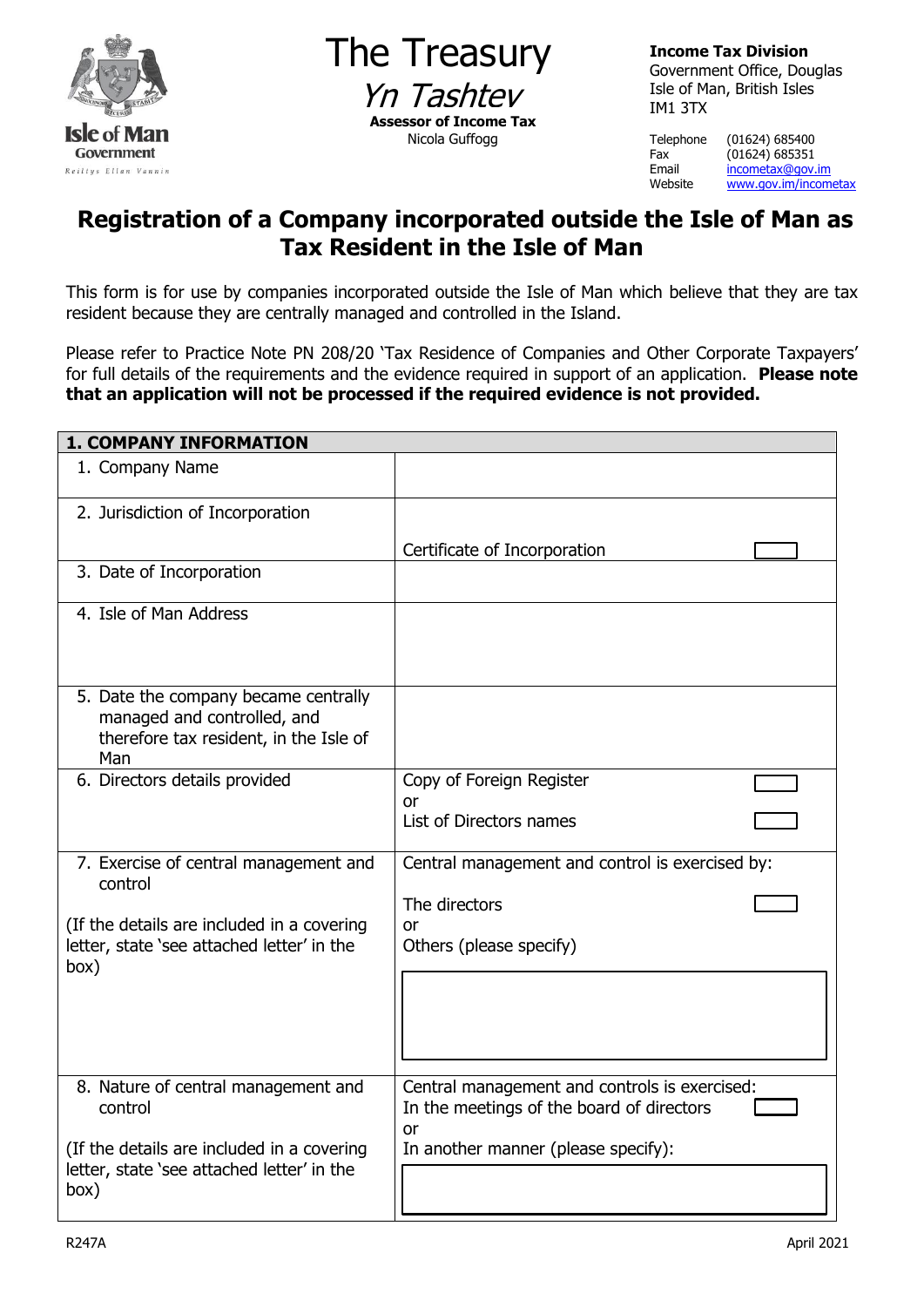The Treasury

*Yn Tashtev*

**Assessor of Income Tax**

Nicola Guffogg

**Income Tax Division**
Government Office, Douglas
Isle of Man, British Isles
IM1 3TX

Telephone (01624) 685400
Fax (01624) 685351
Email incometax@gov.im
Website www.gov.im/incometax

# Registration of a Company incorporated outside the Isle of Man as Tax Resident in the Isle of Man

This form is for use by companies incorporated outside the Isle of Man which believe that they are tax resident because they are centrally managed and controlled in the Island.

Please refer to Practice Note PN 208/20 'Tax Residence of Companies and Other Corporate Taxpayers' for full details of the requirements and the evidence required in support of an application. **Please note that an application will not be processed if the required evidence is not provided.**

| **1. COMPANY INFORMATION** | |
|---|---|
| 1. Company Name | |
| 2. Jurisdiction of Incorporation | Certificate of Incorporation ☐ |
| 3. Date of Incorporation | |
| 4. Isle of Man Address | |
| 5. Date the company became centrally managed and controlled, and therefore tax resident, in the Isle of Man | |
| 6. Directors details provided | Copy of Foreign Register ☐<br>or<br>List of Directors names ☐ |
| 7. Exercise of central management and control<br><br>(If the details are included in a covering letter, state 'see attached letter' in the box) | Central management and control is exercised by:<br><br>The directors ☐<br>or<br>Others (please specify) |
| 8. Nature of central management and control<br><br>(If the details are included in a covering letter, state 'see attached letter' in the box) | Central management and controls is exercised:<br>In the meetings of the board of directors ☐<br>or<br>In another manner (please specify): |

R247A April 2021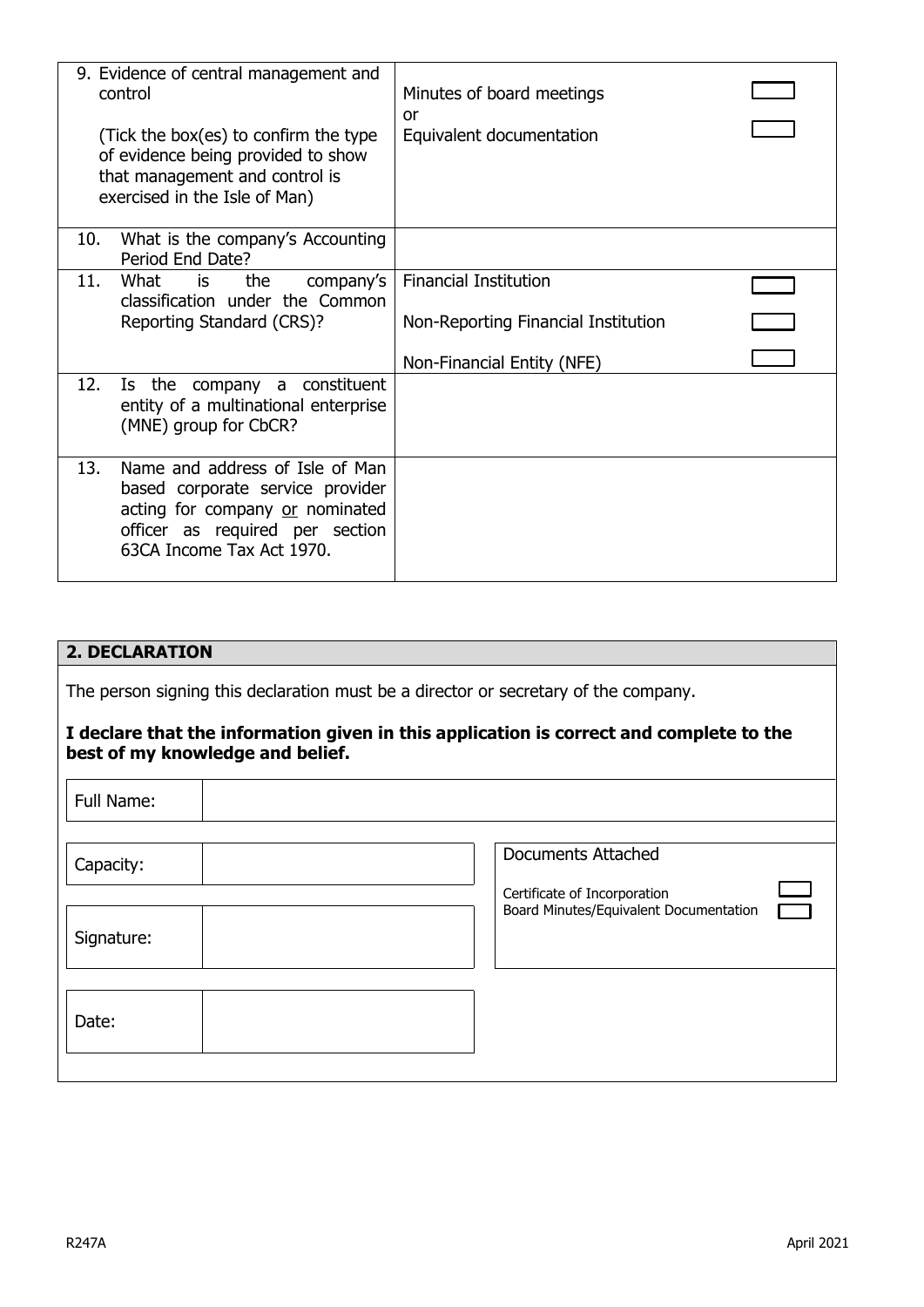| | | |
|---|---|---|
| 9. Evidence of central management and control<br><br>(Tick the box(es) to confirm the type of evidence being provided to show that management and control is exercised in the Isle of Man) | Minutes of board meetings<br>or<br>Equivalent documentation | ☐<br><br>☐ |
| 10. What is the company's Accounting Period End Date? | | |
| 11. What is the company's classification under the Common Reporting Standard (CRS)? | Financial Institution<br><br>Non-Reporting Financial Institution<br><br>Non-Financial Entity (NFE) | ☐<br><br>☐<br><br>☐ |
| 12. Is the company a constituent entity of a multinational enterprise (MNE) group for CbCR? | | |
| 13. Name and address of Isle of Man based corporate service provider acting for company or nominated officer as required per section 63CA Income Tax Act 1970. | | |

## 2. DECLARATION

The person signing this declaration must be a director or secretary of the company.

**I declare that the information given in this application is correct and complete to the best of my knowledge and belief.**

| | |
|---|---|
| Full Name: | |
| Capacity: | |
| Signature: | |
| Date: | |

| Documents Attached | |
|---|---|
| Certificate of Incorporation | ☐ |
| Board Minutes/Equivalent Documentation | ☐ |

R247A April 2021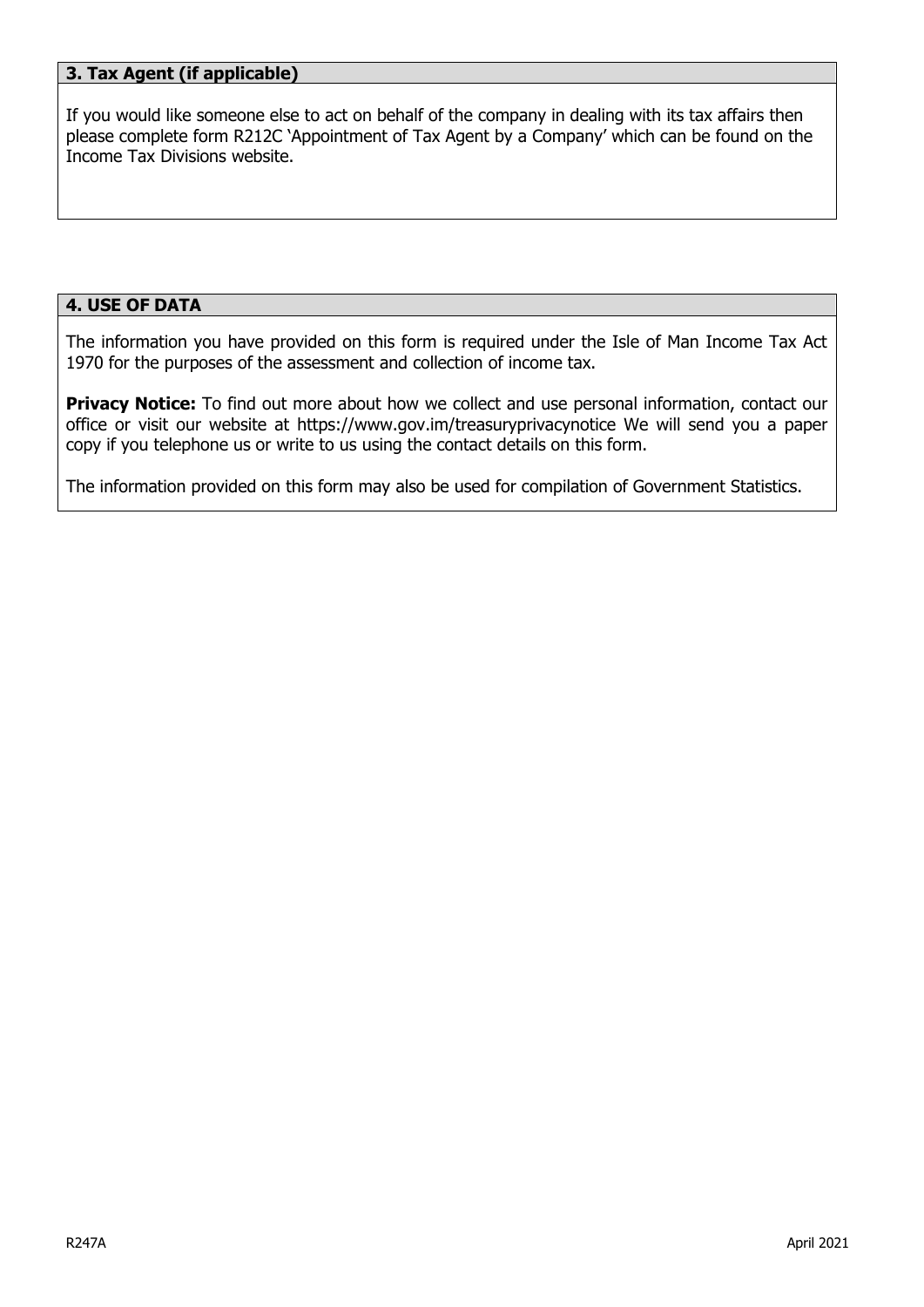## 3. Tax Agent (if applicable)

If you would like someone else to act on behalf of the company in dealing with its tax affairs then please complete form R212C 'Appointment of Tax Agent by a Company' which can be found on the Income Tax Divisions website.

## 4. USE OF DATA

The information you have provided on this form is required under the Isle of Man Income Tax Act 1970 for the purposes of the assessment and collection of income tax.

**Privacy Notice:** To find out more about how we collect and use personal information, contact our office or visit our website at https://www.gov.im/treasuryprivacynotice We will send you a paper copy if you telephone us or write to us using the contact details on this form.

The information provided on this form may also be used for compilation of Government Statistics.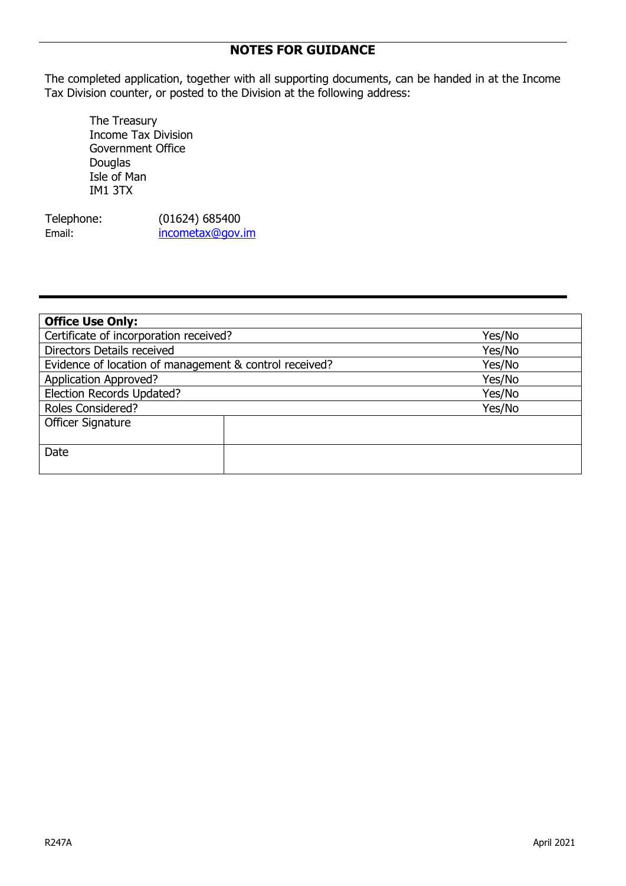## NOTES FOR GUIDANCE

The completed application, together with all supporting documents, can be handed in at the Income Tax Division counter, or posted to the Division at the following address:

The Treasury
Income Tax Division
Government Office
Douglas
Isle of Man
IM1 3TX

Telephone: (01624) 685400
Email: incometax@gov.im

| **Office Use Only:** | |
| --- | --- |
| Certificate of incorporation received? | Yes/No |
| Directors Details received | Yes/No |
| Evidence of location of management & control received? | Yes/No |
| Application Approved? | Yes/No |
| Election Records Updated? | Yes/No |
| Roles Considered? | Yes/No |
| Officer Signature | |
| Date | |

R247A April 2021